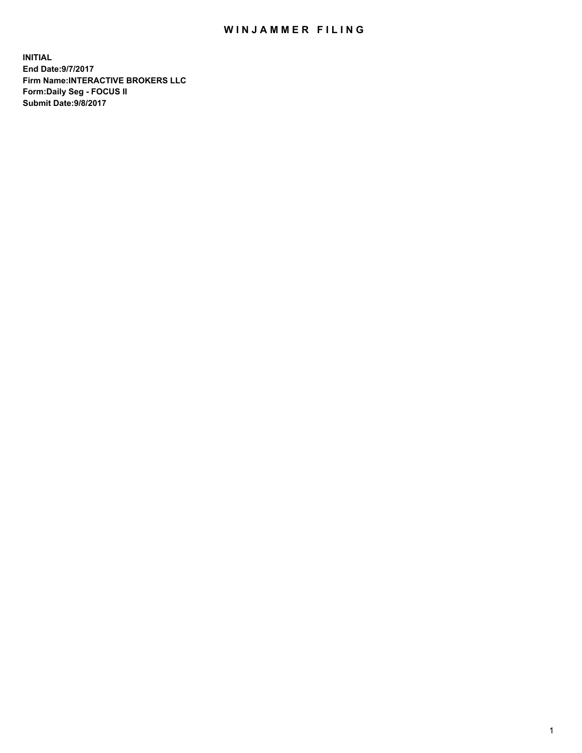# WINJAMMER FILING

**INITIAL**
**End Date:9/7/2017**
**Firm Name:INTERACTIVE BROKERS LLC**
**Form:Daily Seg - FOCUS II**
**Submit Date:9/8/2017**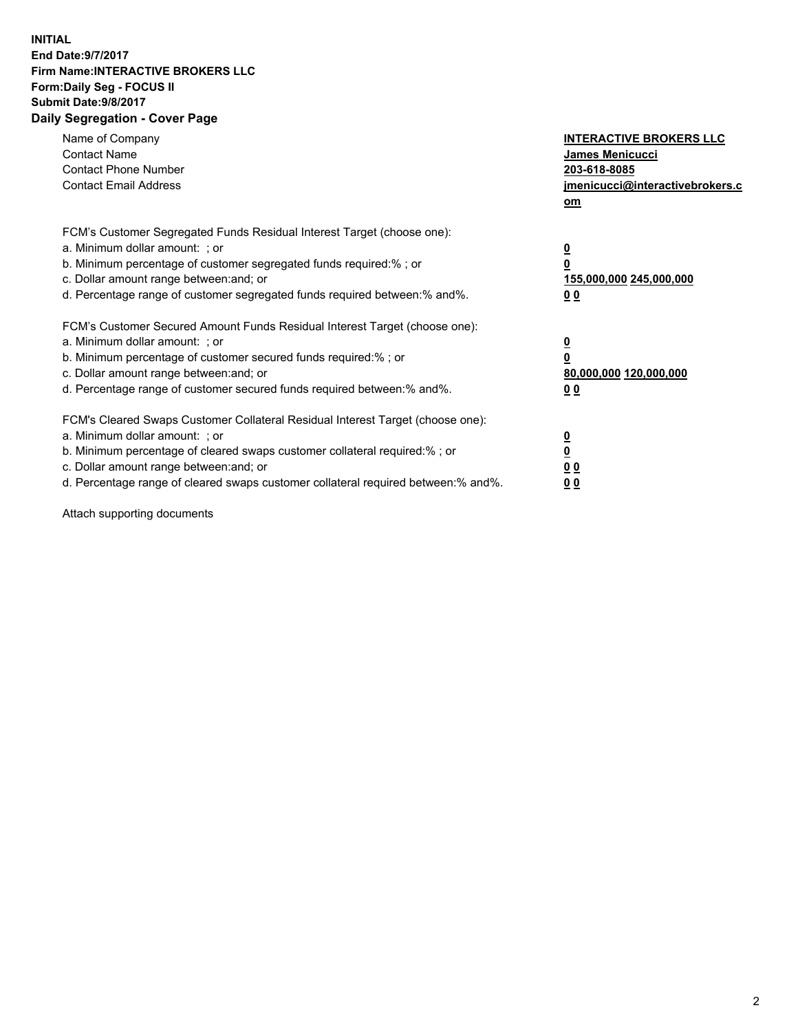**INITIAL**
**End Date:9/7/2017**
**Firm Name:INTERACTIVE BROKERS LLC**
**Form:Daily Seg - FOCUS II**
**Submit Date:9/8/2017**

## Daily Segregation - Cover Page

| | |
|---|---|
| Name of Company | **INTERACTIVE BROKERS LLC** |
| Contact Name | **James Menicucci** |
| Contact Phone Number | **203-618-8085** |
| Contact Email Address | **jmenicucci@interactivebrokers.com** |

FCM's Customer Segregated Funds Residual Interest Target (choose one):

| | |
|---|---|
| a. Minimum dollar amount: ; or | **0** |
| b. Minimum percentage of customer segregated funds required:% ; or | **0** |
| c. Dollar amount range between:and; or | **155,000,000 245,000,000** |
| d. Percentage range of customer segregated funds required between:% and%. | **0 0** |

FCM's Customer Secured Amount Funds Residual Interest Target (choose one):

| | |
|---|---|
| a. Minimum dollar amount: ; or | **0** |
| b. Minimum percentage of customer secured funds required:% ; or | **0** |
| c. Dollar amount range between:and; or | **80,000,000 120,000,000** |
| d. Percentage range of customer secured funds required between:% and%. | **0 0** |

FCM's Cleared Swaps Customer Collateral Residual Interest Target (choose one):

| | |
|---|---|
| a. Minimum dollar amount: ; or | **0** |
| b. Minimum percentage of cleared swaps customer collateral required:% ; or | **0** |
| c. Dollar amount range between:and; or | **0 0** |
| d. Percentage range of cleared swaps customer collateral required between:% and%. | **0 0** |

Attach supporting documents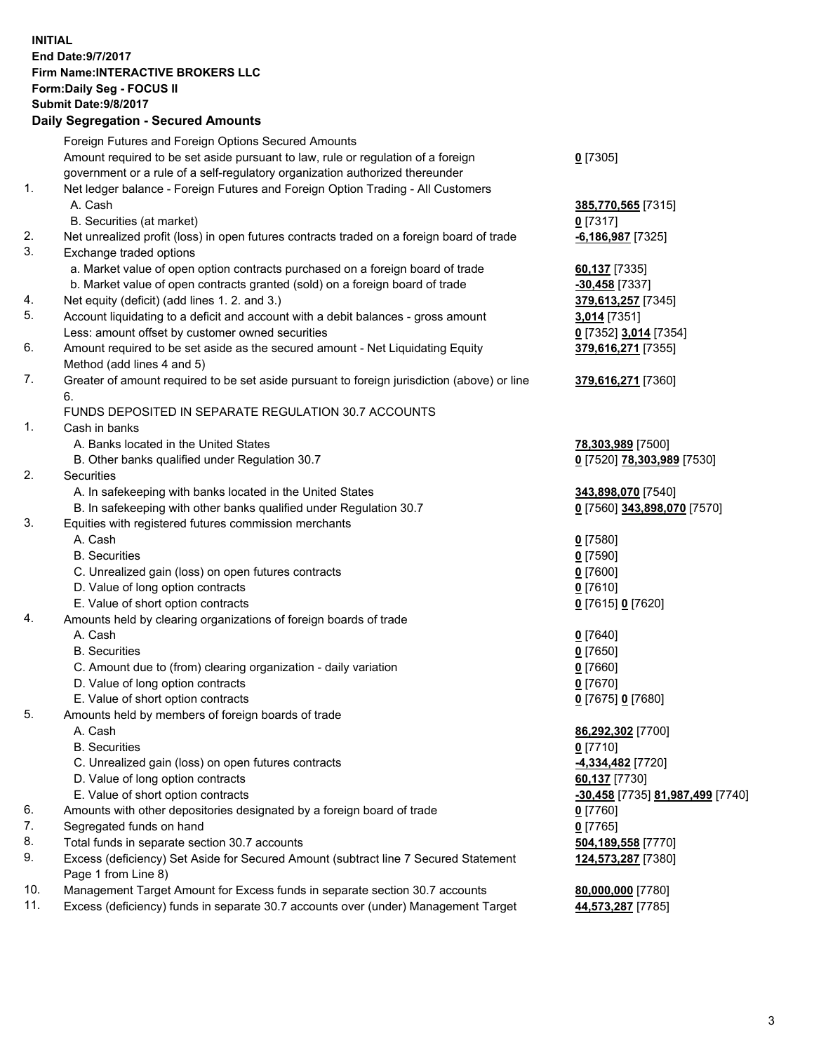**INITIAL**
**End Date:9/7/2017**
**Firm Name:INTERACTIVE BROKERS LLC**
**Form:Daily Seg - FOCUS II**
**Submit Date:9/8/2017**

## Daily Segregation - Secured Amounts

| | | |
|---|---|---|
| | Foreign Futures and Foreign Options Secured Amounts | |
| | Amount required to be set aside pursuant to law, rule or regulation of a foreign government or a rule of a self-regulatory organization authorized thereunder | **0** [7305] |
| 1. | Net ledger balance - Foreign Futures and Foreign Option Trading - All Customers | |
| | A. Cash | **385,770,565** [7315] |
| | B. Securities (at market) | **0** [7317] |
| 2. | Net unrealized profit (loss) in open futures contracts traded on a foreign board of trade | **-6,186,987** [7325] |
| 3. | Exchange traded options | |
| | a. Market value of open option contracts purchased on a foreign board of trade | **60,137** [7335] |
| | b. Market value of open contracts granted (sold) on a foreign board of trade | **-30,458** [7337] |
| 4. | Net equity (deficit) (add lines 1. 2. and 3.) | **379,613,257** [7345] |
| 5. | Account liquidating to a deficit and account with a debit balances - gross amount | **3,014** [7351] |
| | Less: amount offset by customer owned securities | **0** [7352] **3,014** [7354] |
| 6. | Amount required to be set aside as the secured amount - Net Liquidating Equity Method (add lines 4 and 5) | **379,616,271** [7355] |
| 7. | Greater of amount required to be set aside pursuant to foreign jurisdiction (above) or line 6. | **379,616,271** [7360] |
| | FUNDS DEPOSITED IN SEPARATE REGULATION 30.7 ACCOUNTS | |
| 1. | Cash in banks | |
| | A. Banks located in the United States | **78,303,989** [7500] |
| | B. Other banks qualified under Regulation 30.7 | **0** [7520] **78,303,989** [7530] |
| 2. | Securities | |
| | A. In safekeeping with banks located in the United States | **343,898,070** [7540] |
| | B. In safekeeping with other banks qualified under Regulation 30.7 | **0** [7560] **343,898,070** [7570] |
| 3. | Equities with registered futures commission merchants | |
| | A. Cash | **0** [7580] |
| | B. Securities | **0** [7590] |
| | C. Unrealized gain (loss) on open futures contracts | **0** [7600] |
| | D. Value of long option contracts | **0** [7610] |
| | E. Value of short option contracts | **0** [7615] **0** [7620] |
| 4. | Amounts held by clearing organizations of foreign boards of trade | |
| | A. Cash | **0** [7640] |
| | B. Securities | **0** [7650] |
| | C. Amount due to (from) clearing organization - daily variation | **0** [7660] |
| | D. Value of long option contracts | **0** [7670] |
| | E. Value of short option contracts | **0** [7675] **0** [7680] |
| 5. | Amounts held by members of foreign boards of trade | |
| | A. Cash | **86,292,302** [7700] |
| | B. Securities | **0** [7710] |
| | C. Unrealized gain (loss) on open futures contracts | **-4,334,482** [7720] |
| | D. Value of long option contracts | **60,137** [7730] |
| | E. Value of short option contracts | **-30,458** [7735] **81,987,499** [7740] |
| 6. | Amounts with other depositories designated by a foreign board of trade | **0** [7760] |
| 7. | Segregated funds on hand | **0** [7765] |
| 8. | Total funds in separate section 30.7 accounts | **504,189,558** [7770] |
| 9. | Excess (deficiency) Set Aside for Secured Amount (subtract line 7 Secured Statement Page 1 from Line 8) | **124,573,287** [7380] |
| 10. | Management Target Amount for Excess funds in separate section 30.7 accounts | **80,000,000** [7780] |
| 11. | Excess (deficiency) funds in separate 30.7 accounts over (under) Management Target | **44,573,287** [7785] |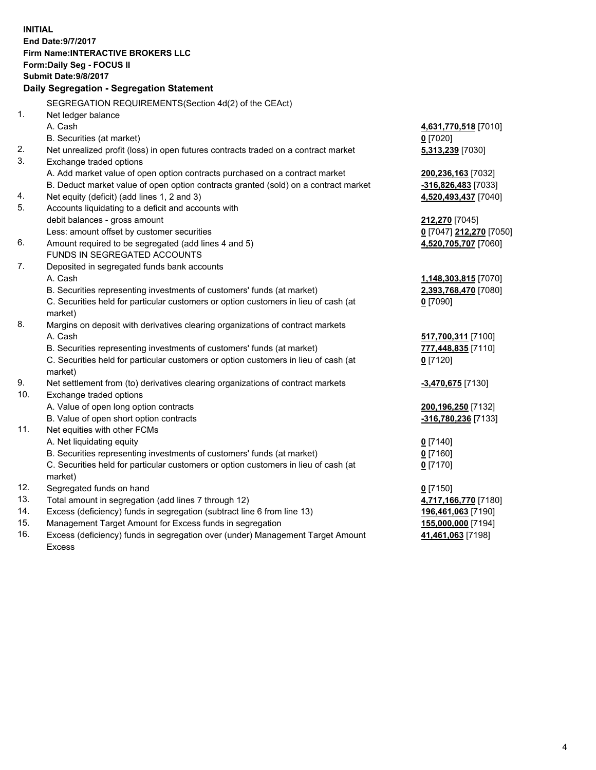**INITIAL**
**End Date:9/7/2017**
**Firm Name:INTERACTIVE BROKERS LLC**
**Form:Daily Seg - FOCUS II**
**Submit Date:9/8/2017**

## Daily Segregation - Segregation Statement

SEGREGATION REQUIREMENTS(Section 4d(2) of the CEAct)

| | | |
|---|---|---|
| 1. | Net ledger balance | |
| | A. Cash | **4,631,770,518** [7010] |
| | B. Securities (at market) | **0** [7020] |
| 2. | Net unrealized profit (loss) in open futures contracts traded on a contract market | **5,313,239** [7030] |
| 3. | Exchange traded options | |
| | A. Add market value of open option contracts purchased on a contract market | **200,236,163** [7032] |
| | B. Deduct market value of open option contracts granted (sold) on a contract market | **-316,826,483** [7033] |
| 4. | Net equity (deficit) (add lines 1, 2 and 3) | **4,520,493,437** [7040] |
| 5. | Accounts liquidating to a deficit and accounts with debit balances - gross amount | **212,270** [7045] |
| | Less: amount offset by customer securities | **0** [7047] **212,270** [7050] |
| 6. | Amount required to be segregated (add lines 4 and 5) | **4,520,705,707** [7060] |
| | FUNDS IN SEGREGATED ACCOUNTS | |
| 7. | Deposited in segregated funds bank accounts | |
| | A. Cash | **1,148,303,815** [7070] |
| | B. Securities representing investments of customers' funds (at market) | **2,393,768,470** [7080] |
| | C. Securities held for particular customers or option customers in lieu of cash (at market) | **0** [7090] |
| 8. | Margins on deposit with derivatives clearing organizations of contract markets | |
| | A. Cash | **517,700,311** [7100] |
| | B. Securities representing investments of customers' funds (at market) | **777,448,835** [7110] |
| | C. Securities held for particular customers or option customers in lieu of cash (at market) | **0** [7120] |
| 9. | Net settlement from (to) derivatives clearing organizations of contract markets | **-3,470,675** [7130] |
| 10. | Exchange traded options | |
| | A. Value of open long option contracts | **200,196,250** [7132] |
| | B. Value of open short option contracts | **-316,780,236** [7133] |
| 11. | Net equities with other FCMs | |
| | A. Net liquidating equity | **0** [7140] |
| | B. Securities representing investments of customers' funds (at market) | **0** [7160] |
| | C. Securities held for particular customers or option customers in lieu of cash (at market) | **0** [7170] |
| 12. | Segregated funds on hand | **0** [7150] |
| 13. | Total amount in segregation (add lines 7 through 12) | **4,717,166,770** [7180] |
| 14. | Excess (deficiency) funds in segregation (subtract line 6 from line 13) | **196,461,063** [7190] |
| 15. | Management Target Amount for Excess funds in segregation | **155,000,000** [7194] |
| 16. | Excess (deficiency) funds in segregation over (under) Management Target Amount Excess | **41,461,063** [7198] |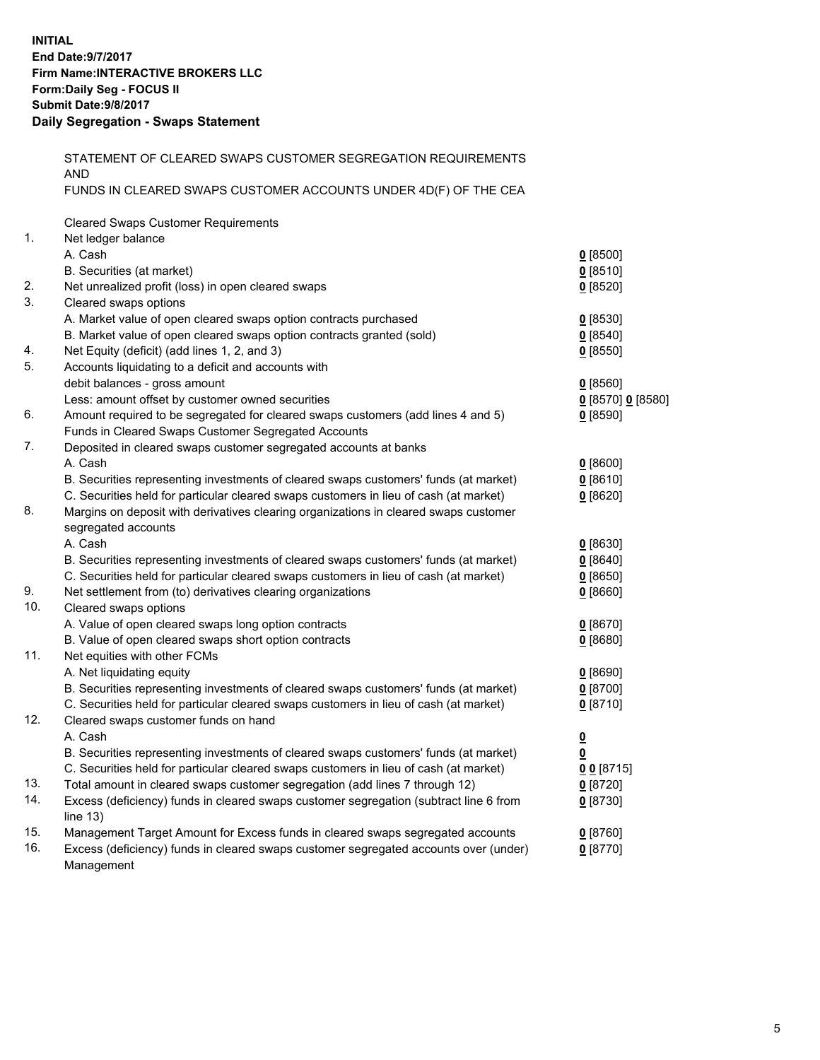**INITIAL**
**End Date:9/7/2017**
**Firm Name:INTERACTIVE BROKERS LLC**
**Form:Daily Seg - FOCUS II**
**Submit Date:9/8/2017**
**Daily Segregation - Swaps Statement**

STATEMENT OF CLEARED SWAPS CUSTOMER SEGREGATION REQUIREMENTS AND FUNDS IN CLEARED SWAPS CUSTOMER ACCOUNTS UNDER 4D(F) OF THE CEA

| | | |
|---|---|---|
| | Cleared Swaps Customer Requirements | |
| 1. | Net ledger balance | |
| | A. Cash | 0 [8500] |
| | B. Securities (at market) | 0 [8510] |
| 2. | Net unrealized profit (loss) in open cleared swaps | 0 [8520] |
| 3. | Cleared swaps options | |
| | A. Market value of open cleared swaps option contracts purchased | 0 [8530] |
| | B. Market value of open cleared swaps option contracts granted (sold) | 0 [8540] |
| 4. | Net Equity (deficit) (add lines 1, 2, and 3) | 0 [8550] |
| 5. | Accounts liquidating to a deficit and accounts with debit balances - gross amount | 0 [8560] |
| | Less: amount offset by customer owned securities | 0 [8570] 0 [8580] |
| 6. | Amount required to be segregated for cleared swaps customers (add lines 4 and 5) | 0 [8590] |
| | Funds in Cleared Swaps Customer Segregated Accounts | |
| 7. | Deposited in cleared swaps customer segregated accounts at banks | |
| | A. Cash | 0 [8600] |
| | B. Securities representing investments of cleared swaps customers' funds (at market) | 0 [8610] |
| | C. Securities held for particular cleared swaps customers in lieu of cash (at market) | 0 [8620] |
| 8. | Margins on deposit with derivatives clearing organizations in cleared swaps customer segregated accounts | |
| | A. Cash | 0 [8630] |
| | B. Securities representing investments of cleared swaps customers' funds (at market) | 0 [8640] |
| | C. Securities held for particular cleared swaps customers in lieu of cash (at market) | 0 [8650] |
| 9. | Net settlement from (to) derivatives clearing organizations | 0 [8660] |
| 10. | Cleared swaps options | |
| | A. Value of open cleared swaps long option contracts | 0 [8670] |
| | B. Value of open cleared swaps short option contracts | 0 [8680] |
| 11. | Net equities with other FCMs | |
| | A. Net liquidating equity | 0 [8690] |
| | B. Securities representing investments of cleared swaps customers' funds (at market) | 0 [8700] |
| | C. Securities held for particular cleared swaps customers in lieu of cash (at market) | 0 [8710] |
| 12. | Cleared swaps customer funds on hand | |
| | A. Cash | 0 |
| | B. Securities representing investments of cleared swaps customers' funds (at market) | 0 |
| | C. Securities held for particular cleared swaps customers in lieu of cash (at market) | 0 0 [8715] |
| 13. | Total amount in cleared swaps customer segregation (add lines 7 through 12) | 0 [8720] |
| 14. | Excess (deficiency) funds in cleared swaps customer segregation (subtract line 6 from line 13) | 0 [8730] |
| 15. | Management Target Amount for Excess funds in cleared swaps segregated accounts | 0 [8760] |
| 16. | Excess (deficiency) funds in cleared swaps customer segregated accounts over (under) Management | 0 [8770] |